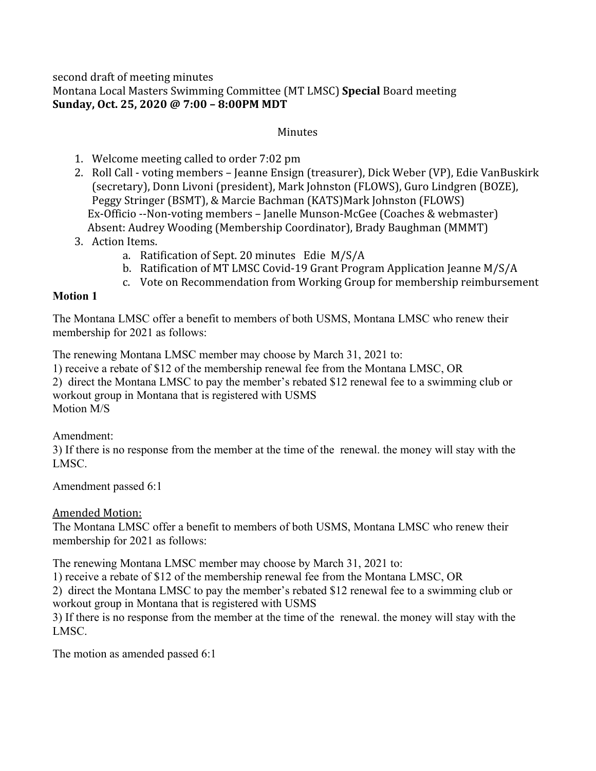second draft of meeting minutes
Montana Local Masters Swimming Committee (MT LMSC) **Special** Board meeting
**Sunday, Oct. 25, 2020 @ 7:00 – 8:00PM MDT**

Minutes

1. Welcome meeting called to order 7:02 pm
2. Roll Call - voting members – Jeanne Ensign (treasurer), Dick Weber (VP), Edie VanBuskirk (secretary), Donn Livoni (president), Mark Johnston (FLOWS), Guro Lindgren (BOZE), Peggy Stringer (BSMT), & Marcie Bachman (KATS)Mark Johnston (FLOWS)
   Ex-Officio --Non-voting members – Janelle Munson-McGee (Coaches & webmaster)
   Absent: Audrey Wooding (Membership Coordinator), Brady Baughman (MMMT)
3. Action Items.
   a. Ratification of Sept. 20 minutes Edie M/S/A
   b. Ratification of MT LMSC Covid-19 Grant Program Application Jeanne M/S/A
   c. Vote on Recommendation from Working Group for membership reimbursement

**Motion 1**

The Montana LMSC offer a benefit to members of both USMS, Montana LMSC who renew their membership for 2021 as follows:

The renewing Montana LMSC member may choose by March 31, 2021 to:
1) receive a rebate of $12 of the membership renewal fee from the Montana LMSC, OR
2) direct the Montana LMSC to pay the member's rebated $12 renewal fee to a swimming club or workout group in Montana that is registered with USMS
Motion M/S

Amendment:
3) If there is no response from the member at the time of the renewal. the money will stay with the LMSC.

Amendment passed 6:1

<u>Amended Motion:</u>
The Montana LMSC offer a benefit to members of both USMS, Montana LMSC who renew their membership for 2021 as follows:

The renewing Montana LMSC member may choose by March 31, 2021 to:
1) receive a rebate of $12 of the membership renewal fee from the Montana LMSC, OR
2) direct the Montana LMSC to pay the member's rebated $12 renewal fee to a swimming club or workout group in Montana that is registered with USMS
3) If there is no response from the member at the time of the renewal. the money will stay with the LMSC.

The motion as amended passed 6:1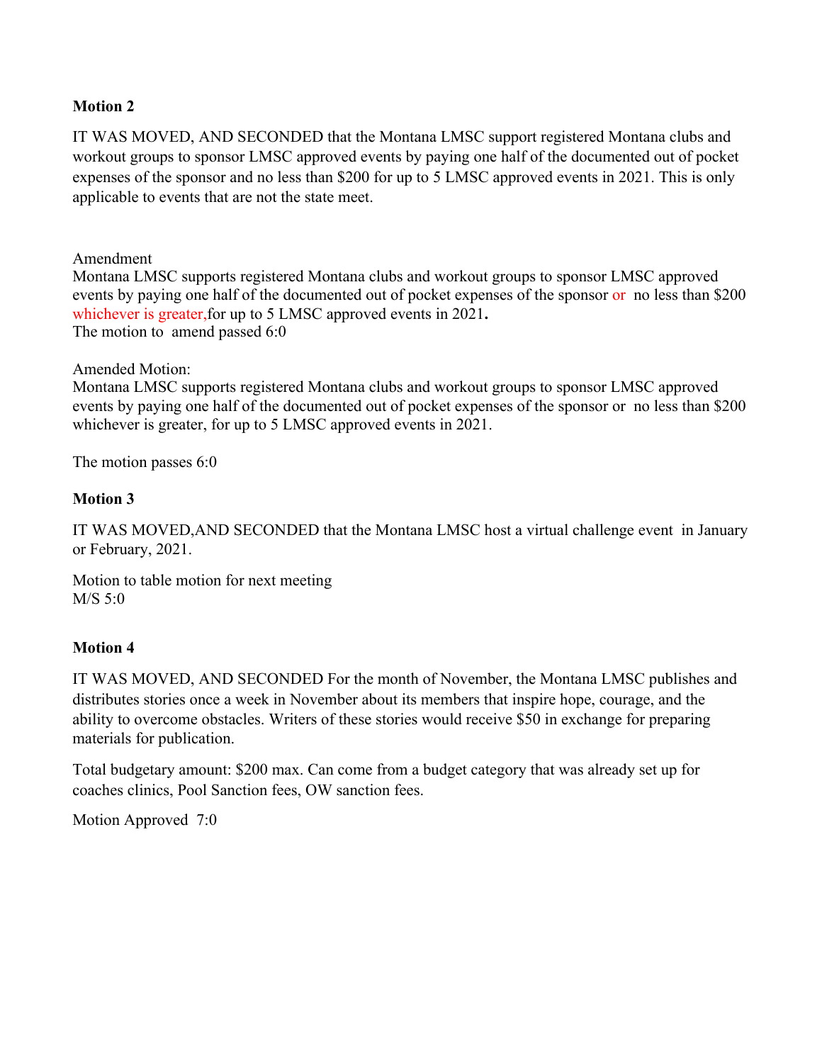**Motion 2**

IT WAS MOVED, AND SECONDED that the Montana LMSC support registered Montana clubs and workout groups to sponsor LMSC approved events by paying one half of the documented out of pocket expenses of the sponsor and no less than $200 for up to 5 LMSC approved events in 2021. This is only applicable to events that are not the state meet.

Amendment
Montana LMSC supports registered Montana clubs and workout groups to sponsor LMSC approved events by paying one half of the documented out of pocket expenses of the sponsor or no less than $200 whichever is greater,for up to 5 LMSC approved events in 2021**.**
The motion to amend passed 6:0

Amended Motion:
Montana LMSC supports registered Montana clubs and workout groups to sponsor LMSC approved events by paying one half of the documented out of pocket expenses of the sponsor or no less than $200 whichever is greater, for up to 5 LMSC approved events in 2021.

The motion passes 6:0

**Motion 3**

IT WAS MOVED,AND SECONDED that the Montana LMSC host a virtual challenge event in January or February, 2021.

Motion to table motion for next meeting
M/S 5:0

**Motion 4**

IT WAS MOVED, AND SECONDED For the month of November, the Montana LMSC publishes and distributes stories once a week in November about its members that inspire hope, courage, and the ability to overcome obstacles. Writers of these stories would receive $50 in exchange for preparing materials for publication.

Total budgetary amount: $200 max. Can come from a budget category that was already set up for coaches clinics, Pool Sanction fees, OW sanction fees.

Motion Approved 7:0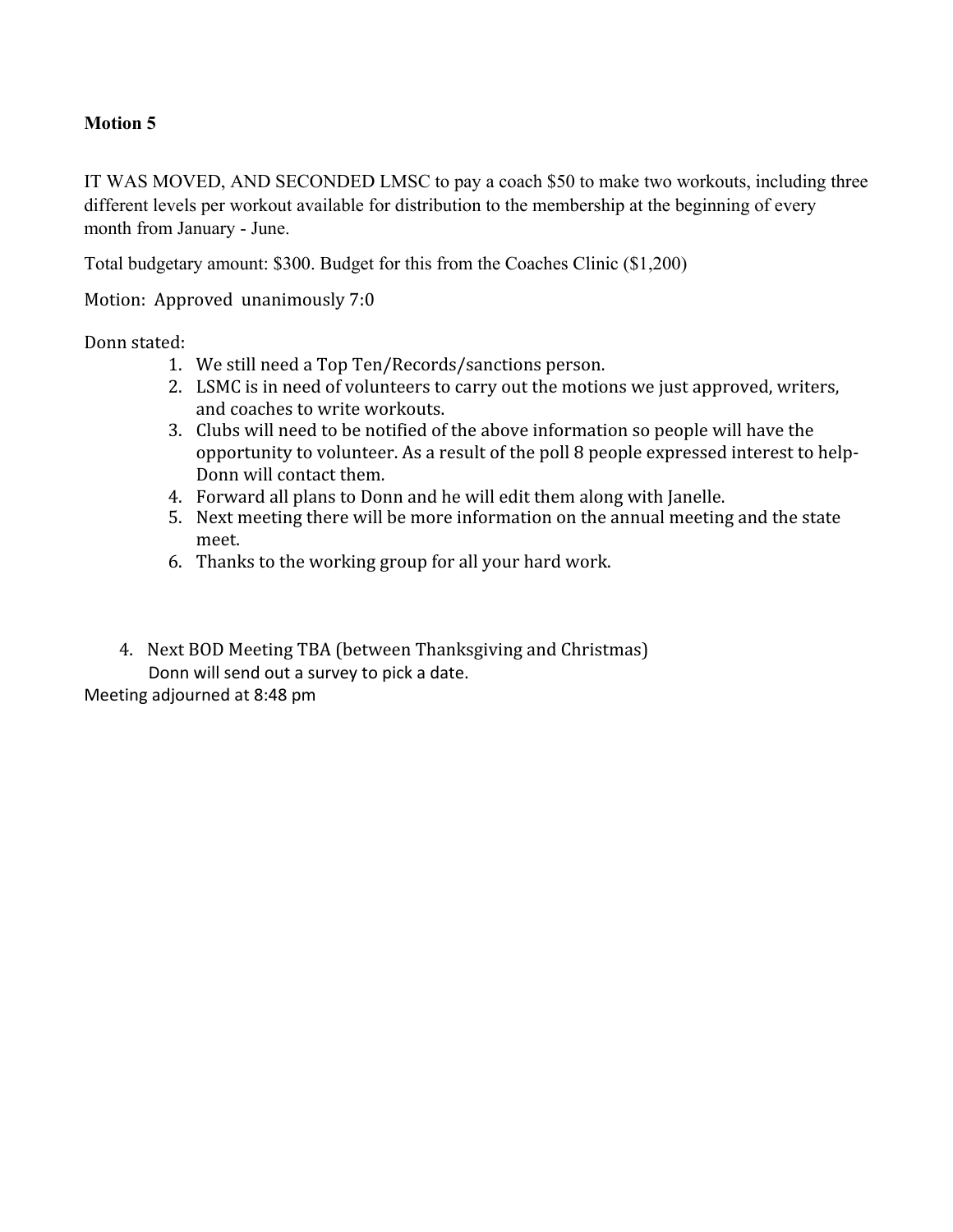**Motion 5**

IT WAS MOVED, AND SECONDED LMSC to pay a coach $50 to make two workouts, including three different levels per workout available for distribution to the membership at the beginning of every month from January - June.

Total budgetary amount: $300. Budget for this from the Coaches Clinic ($1,200)

Motion: Approved unanimously 7:0

Donn stated:

1. We still need a Top Ten/Records/sanctions person.
2. LSMC is in need of volunteers to carry out the motions we just approved, writers, and coaches to write workouts.
3. Clubs will need to be notified of the above information so people will have the opportunity to volunteer. As a result of the poll 8 people expressed interest to help- Donn will contact them.
4. Forward all plans to Donn and he will edit them along with Janelle.
5. Next meeting there will be more information on the annual meeting and the state meet.
6. Thanks to the working group for all your hard work.

4. Next BOD Meeting TBA (between Thanksgiving and Christmas)
   Donn will send out a survey to pick a date.

Meeting adjourned at 8:48 pm